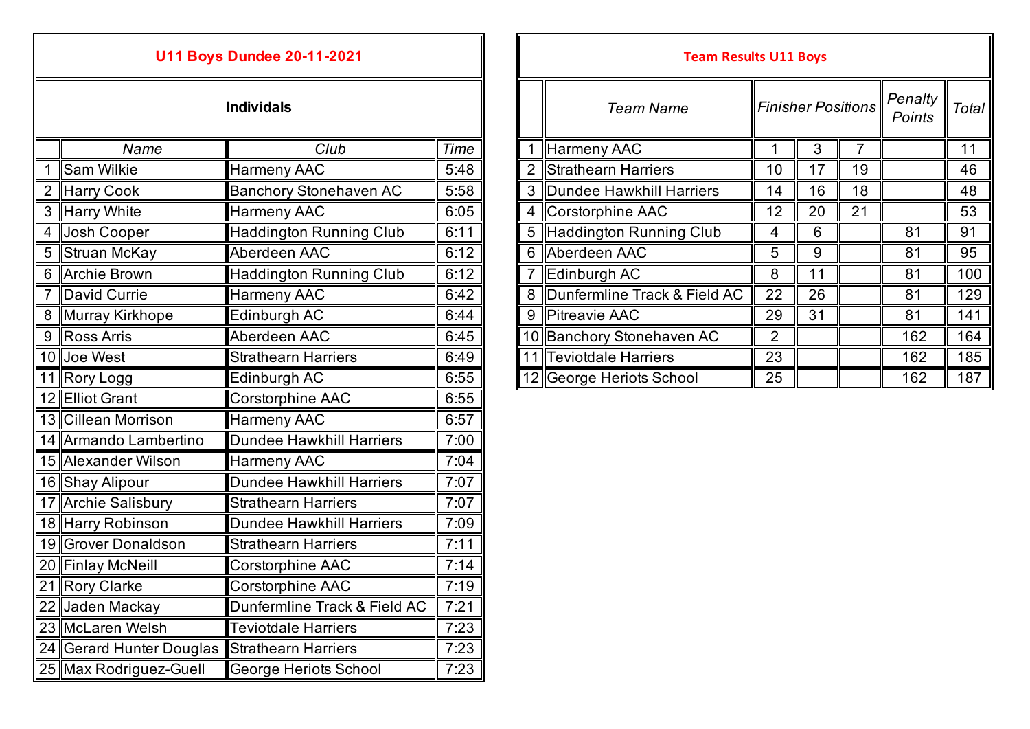## U11 Boys Dundee 20-11-2021

### Individuals

| | Name | Club | Time |
|---|---|---|---|
| 1 | Sam Wilkie | Harmeny AAC | 5:48 |
| 2 | Harry Cook | Banchory Stonehaven AC | 5:58 |
| 3 | Harry White | Harmeny AAC | 6:05 |
| 4 | Josh Cooper | Haddington Running Club | 6:11 |
| 5 | Struan McKay | Aberdeen AAC | 6:12 |
| 6 | Archie Brown | Haddington Running Club | 6:12 |
| 7 | David Currie | Harmeny AAC | 6:42 |
| 8 | Murray Kirkhope | Edinburgh AC | 6:44 |
| 9 | Ross Arris | Aberdeen AAC | 6:45 |
| 10 | Joe West | Strathearn Harriers | 6:49 |
| 11 | Rory Logg | Edinburgh AC | 6:55 |
| 12 | Elliot Grant | Corstorphine AAC | 6:55 |
| 13 | Cillean Morrison | Harmeny AAC | 6:57 |
| 14 | Armando Lambertino | Dundee Hawkhill Harriers | 7:00 |
| 15 | Alexander Wilson | Harmeny AAC | 7:04 |
| 16 | Shay Alipour | Dundee Hawkhill Harriers | 7:07 |
| 17 | Archie Salisbury | Strathearn Harriers | 7:07 |
| 18 | Harry Robinson | Dundee Hawkhill Harriers | 7:09 |
| 19 | Grover Donaldson | Strathearn Harriers | 7:11 |
| 20 | Finlay McNeill | Corstorphine AAC | 7:14 |
| 21 | Rory Clarke | Corstorphine AAC | 7:19 |
| 22 | Jaden Mackay | Dunfermline Track & Field AC | 7:21 |
| 23 | McLaren Welsh | Teviotdale Harriers | 7:23 |
| 24 | Gerard Hunter Douglas | Strathearn Harriers | 7:23 |
| 25 | Max Rodriguez-Guell | George Heriots School | 7:23 |

## Team Results U11 Boys

| | *Team Name* | *Finisher Positions* | | | *Penalty Points* | *Total* |
|---|---|---|---|---|---|---|
| 1 | Harmeny AAC | 1 | 3 | 7 | | 11 |
| 2 | Strathearn Harriers | 10 | 17 | 19 | | 46 |
| 3 | Dundee Hawkhill Harriers | 14 | 16 | 18 | | 48 |
| 4 | Corstorphine AAC | 12 | 20 | 21 | | 53 |
| 5 | Haddington Running Club | 4 | 6 | | 81 | 91 |
| 6 | Aberdeen AAC | 5 | 9 | | 81 | 95 |
| 7 | Edinburgh AC | 8 | 11 | | 81 | 100 |
| 8 | Dunfermline Track & Field AC | 22 | 26 | | 81 | 129 |
| 9 | Pitreavie AAC | 29 | 31 | | 81 | 141 |
| 10 | Banchory Stonehaven AC | 2 | | | 162 | 164 |
| 11 | Teviotdale Harriers | 23 | | | 162 | 185 |
| 12 | George Heriots School | 25 | | | 162 | 187 |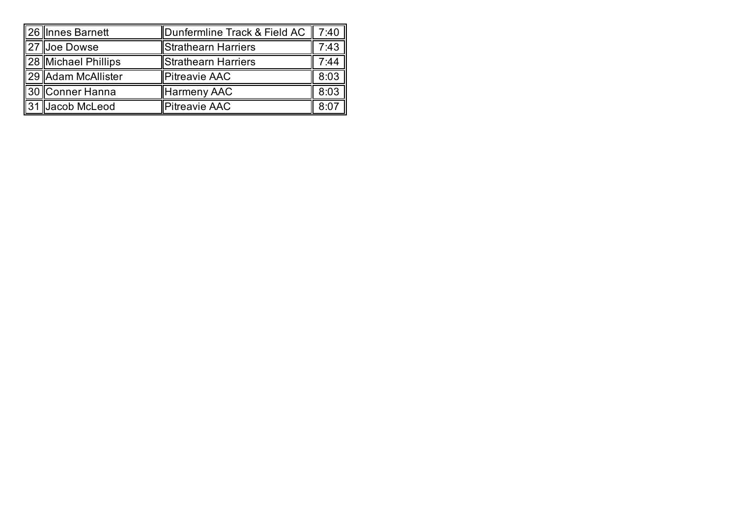| | | | |
|---|---|---|---|
| 26 | Innes Barnett | Dunfermline Track & Field AC | 7:40 |
| 27 | Joe Dowse | Strathearn Harriers | 7:43 |
| 28 | Michael Phillips | Strathearn Harriers | 7:44 |
| 29 | Adam McAllister | Pitreavie AAC | 8:03 |
| 30 | Conner Hanna | Harmeny AAC | 8:03 |
| 31 | Jacob McLeod | Pitreavie AAC | 8:07 |